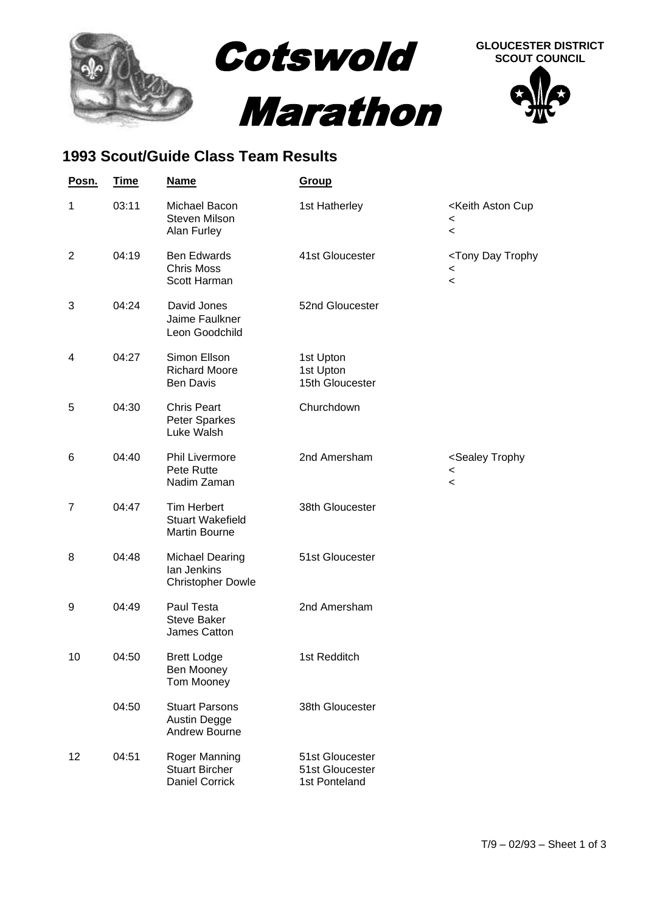# Cotswold Marathon

**GLOUCESTER DISTRICT SCOUT COUNCIL**

## 1993 Scout/Guide Class Team Results

| Posn. | Time | Name | Group | |
|---|---|---|---|---|
| 1 | 03:11 | Michael Bacon<br>Steven Milson<br>Alan Furley | 1st Hatherley | <Keith Aston Cup<br><<br>< |
| 2 | 04:19 | Ben Edwards<br>Chris Moss<br>Scott Harman | 41st Gloucester | <Tony Day Trophy<br><<br>< |
| 3 | 04:24 | David Jones<br>Jaime Faulkner<br>Leon Goodchild | 52nd Gloucester | |
| 4 | 04:27 | Simon Ellson<br>Richard Moore<br>Ben Davis | 1st Upton<br>1st Upton<br>15th Gloucester | |
| 5 | 04:30 | Chris Peart<br>Peter Sparkes<br>Luke Walsh | Churchdown | |
| 6 | 04:40 | Phil Livermore<br>Pete Rutte<br>Nadim Zaman | 2nd Amersham | <Sealey Trophy<br><<br>< |
| 7 | 04:47 | Tim Herbert<br>Stuart Wakefield<br>Martin Bourne | 38th Gloucester | |
| 8 | 04:48 | Michael Dearing<br>Ian Jenkins<br>Christopher Dowle | 51st Gloucester | |
| 9 | 04:49 | Paul Testa<br>Steve Baker<br>James Catton | 2nd Amersham | |
| 10 | 04:50 | Brett Lodge<br>Ben Mooney<br>Tom Mooney | 1st Redditch | |
| | 04:50 | Stuart Parsons<br>Austin Degge<br>Andrew Bourne | 38th Gloucester | |
| 12 | 04:51 | Roger Manning<br>Stuart Bircher<br>Daniel Corrick | 51st Gloucester<br>51st Gloucester<br>1st Ponteland | |

T/9 – 02/93 – Sheet 1 of 3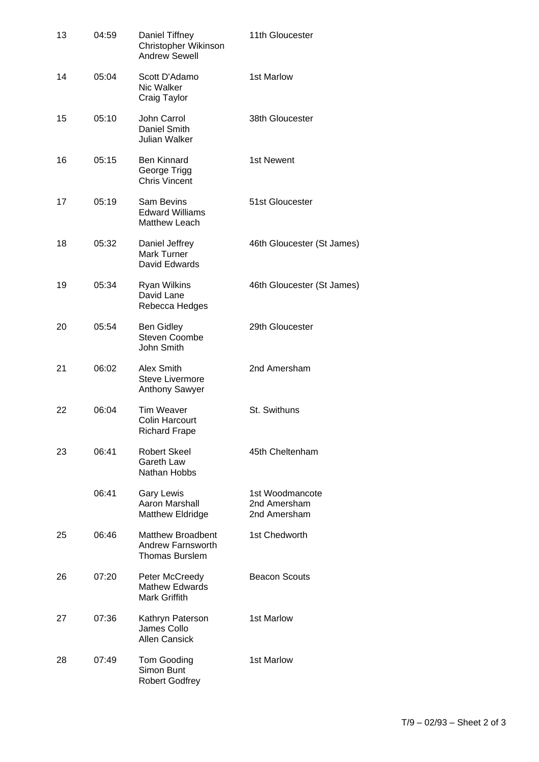| | | | |
|---|---|---|---|
| 13 | 04:59 | Daniel Tiffney<br>Christopher Wikinson<br>Andrew Sewell | 11th Gloucester |
| 14 | 05:04 | Scott D'Adamo<br>Nic Walker<br>Craig Taylor | 1st Marlow |
| 15 | 05:10 | John Carrol<br>Daniel Smith<br>Julian Walker | 38th Gloucester |
| 16 | 05:15 | Ben Kinnard<br>George Trigg<br>Chris Vincent | 1st Newent |
| 17 | 05:19 | Sam Bevins<br>Edward Williams<br>Matthew Leach | 51st Gloucester |
| 18 | 05:32 | Daniel Jeffrey<br>Mark Turner<br>David Edwards | 46th Gloucester (St James) |
| 19 | 05:34 | Ryan Wilkins<br>David Lane<br>Rebecca Hedges | 46th Gloucester (St James) |
| 20 | 05:54 | Ben Gidley<br>Steven Coombe<br>John Smith | 29th Gloucester |
| 21 | 06:02 | Alex Smith<br>Steve Livermore<br>Anthony Sawyer | 2nd Amersham |
| 22 | 06:04 | Tim Weaver<br>Colin Harcourt<br>Richard Frape | St. Swithuns |
| 23 | 06:41 | Robert Skeel<br>Gareth Law<br>Nathan Hobbs | 45th Cheltenham |
| | 06:41 | Gary Lewis<br>Aaron Marshall<br>Matthew Eldridge | 1st Woodmancote<br>2nd Amersham<br>2nd Amersham |
| 25 | 06:46 | Matthew Broadbent<br>Andrew Farnsworth<br>Thomas Burslem | 1st Chedworth |
| 26 | 07:20 | Peter McCreedy<br>Mathew Edwards<br>Mark Griffith | Beacon Scouts |
| 27 | 07:36 | Kathryn Paterson<br>James Collo<br>Allen Cansick | 1st Marlow |
| 28 | 07:49 | Tom Gooding<br>Simon Bunt<br>Robert Godfrey | 1st Marlow |

T/9 – 02/93 – Sheet 2 of 3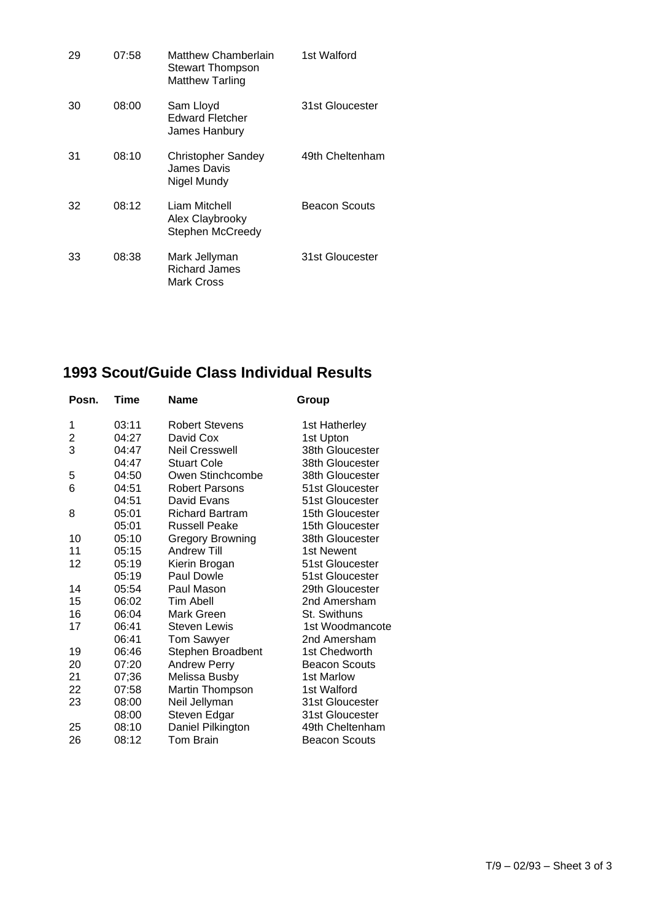| | | | |
|---|---|---|---|
| 29 | 07:58 | Matthew Chamberlain<br>Stewart Thompson<br>Matthew Tarling | 1st Walford |
| 30 | 08:00 | Sam Lloyd<br>Edward Fletcher<br>James Hanbury | 31st Gloucester |
| 31 | 08:10 | Christopher Sandey<br>James Davis<br>Nigel Mundy | 49th Cheltenham |
| 32 | 08:12 | Liam Mitchell<br>Alex Claybrooky<br>Stephen McCreedy | Beacon Scouts |
| 33 | 08:38 | Mark Jellyman<br>Richard James<br>Mark Cross | 31st Gloucester |

## 1993 Scout/Guide Class Individual Results

| Posn. | Time | Name | Group |
|---|---|---|---|
| 1 | 03:11 | Robert Stevens | 1st Hatherley |
| 2 | 04:27 | David Cox | 1st Upton |
| 3 | 04:47 | Neil Cresswell | 38th Gloucester |
| | 04:47 | Stuart Cole | 38th Gloucester |
| 5 | 04:50 | Owen Stinchcombe | 38th Gloucester |
| 6 | 04:51 | Robert Parsons | 51st Gloucester |
| | 04:51 | David Evans | 51st Gloucester |
| 8 | 05:01 | Richard Bartram | 15th Gloucester |
| | 05:01 | Russell Peake | 15th Gloucester |
| 10 | 05:10 | Gregory Browning | 38th Gloucester |
| 11 | 05:15 | Andrew Till | 1st Newent |
| 12 | 05:19 | Kierin Brogan | 51st Gloucester |
| | 05:19 | Paul Dowle | 51st Gloucester |
| 14 | 05:54 | Paul Mason | 29th Gloucester |
| 15 | 06:02 | Tim Abell | 2nd Amersham |
| 16 | 06:04 | Mark Green | St. Swithuns |
| 17 | 06:41 | Steven Lewis | 1st Woodmancote |
| | 06:41 | Tom Sawyer | 2nd Amersham |
| 19 | 06:46 | Stephen Broadbent | 1st Chedworth |
| 20 | 07:20 | Andrew Perry | Beacon Scouts |
| 21 | 07;36 | Melissa Busby | 1st Marlow |
| 22 | 07:58 | Martin Thompson | 1st Walford |
| 23 | 08:00 | Neil Jellyman | 31st Gloucester |
| | 08:00 | Steven Edgar | 31st Gloucester |
| 25 | 08:10 | Daniel Pilkington | 49th Cheltenham |
| 26 | 08:12 | Tom Brain | Beacon Scouts |

T/9 – 02/93 – Sheet 3 of 3